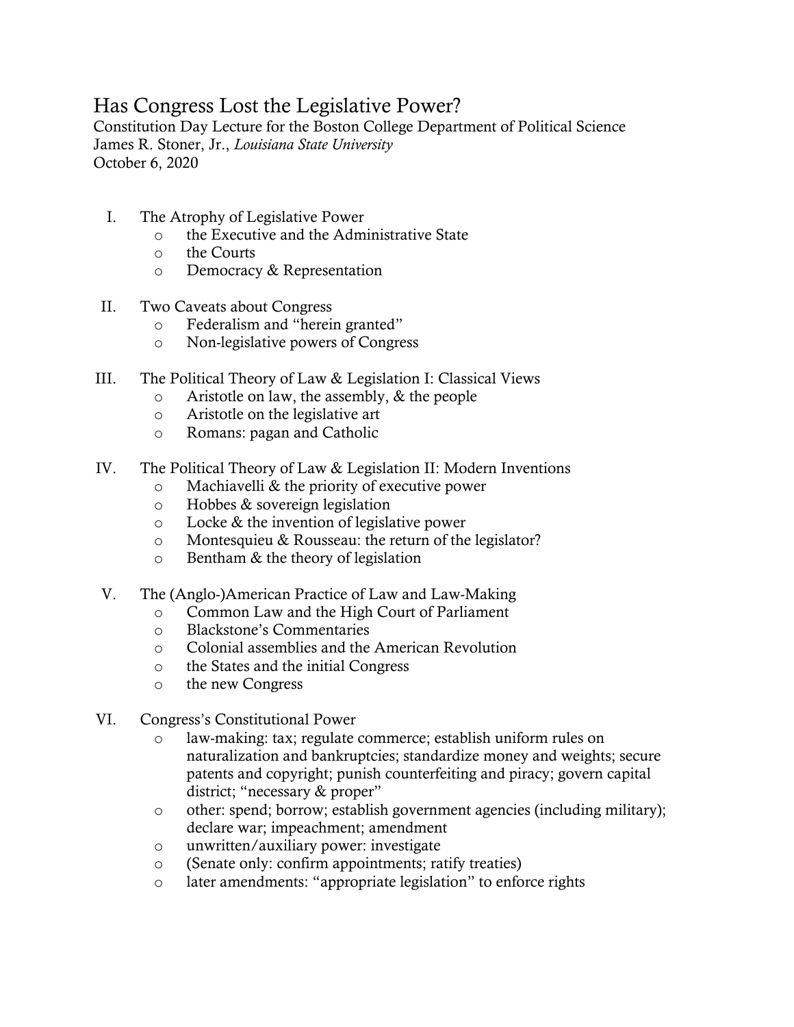# Has Congress Lost the Legislative Power?

Constitution Day Lecture for the Boston College Department of Political Science
James R. Stoner, Jr., *Louisiana State University*
October 6, 2020

I. The Atrophy of Legislative Power
   - the Executive and the Administrative State
   - the Courts
   - Democracy & Representation

II. Two Caveats about Congress
   - Federalism and "herein granted"
   - Non-legislative powers of Congress

III. The Political Theory of Law & Legislation I: Classical Views
   - Aristotle on law, the assembly, & the people
   - Aristotle on the legislative art
   - Romans: pagan and Catholic

IV. The Political Theory of Law & Legislation II: Modern Inventions
   - Machiavelli & the priority of executive power
   - Hobbes & sovereign legislation
   - Locke & the invention of legislative power
   - Montesquieu & Rousseau: the return of the legislator?
   - Bentham & the theory of legislation

V. The (Anglo-)American Practice of Law and Law-Making
   - Common Law and the High Court of Parliament
   - Blackstone's Commentaries
   - Colonial assemblies and the American Revolution
   - the States and the initial Congress
   - the new Congress

VI. Congress's Constitutional Power
   - law-making: tax; regulate commerce; establish uniform rules on naturalization and bankruptcies; standardize money and weights; secure patents and copyright; punish counterfeiting and piracy; govern capital district; "necessary & proper"
   - other: spend; borrow; establish government agencies (including military); declare war; impeachment; amendment
   - unwritten/auxiliary power: investigate
   - (Senate only: confirm appointments; ratify treaties)
   - later amendments: "appropriate legislation" to enforce rights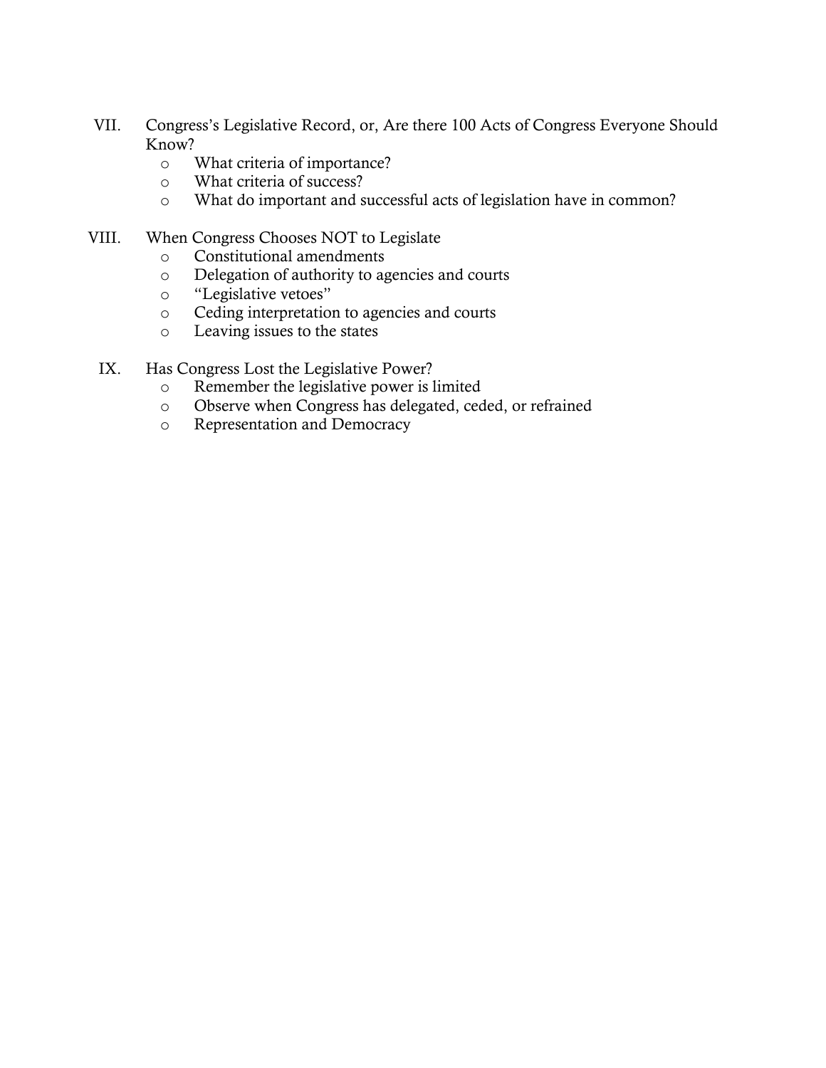VII. Congress's Legislative Record, or, Are there 100 Acts of Congress Everyone Should Know?
   - What criteria of importance?
   - What criteria of success?
   - What do important and successful acts of legislation have in common?

VIII. When Congress Chooses NOT to Legislate
   - Constitutional amendments
   - Delegation of authority to agencies and courts
   - "Legislative vetoes"
   - Ceding interpretation to agencies and courts
   - Leaving issues to the states

IX. Has Congress Lost the Legislative Power?
   - Remember the legislative power is limited
   - Observe when Congress has delegated, ceded, or refrained
   - Representation and Democracy